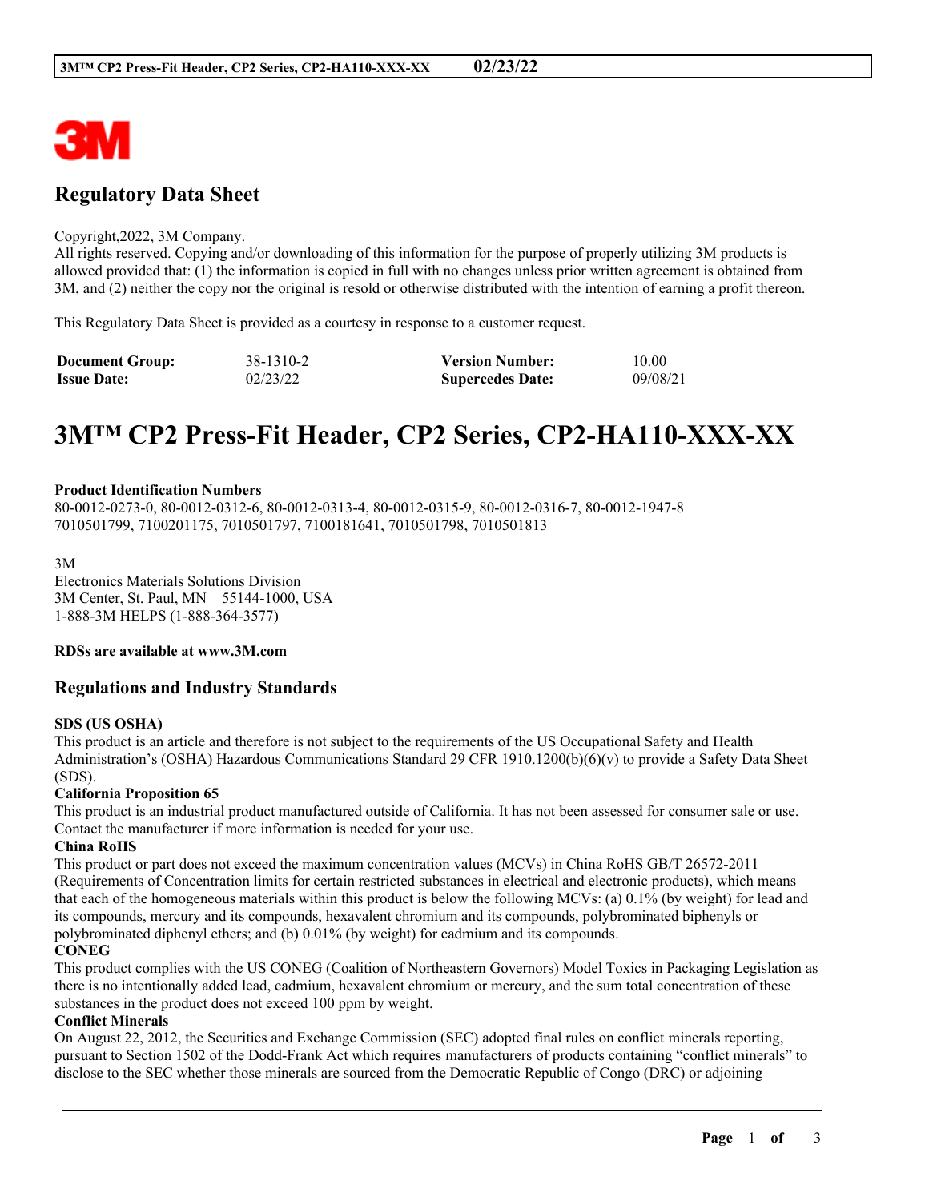## Regulatory Data Sheet

Copyright,2022, 3M Company.
All rights reserved. Copying and/or downloading of this information for the purpose of properly utilizing 3M products is allowed provided that: (1) the information is copied in full with no changes unless prior written agreement is obtained from 3M, and (2) neither the copy nor the original is resold or otherwise distributed with the intention of earning a profit thereon.

This Regulatory Data Sheet is provided as a courtesy in response to a customer request.

| **Document Group:** | 38-1310-2 | **Version Number:** | 10.00 |
|---|---|---|---|
| **Issue Date:** | 02/23/22 | **Supercedes Date:** | 09/08/21 |

# 3M™ CP2 Press-Fit Header, CP2 Series, CP2-HA110-XXX-XX

**Product Identification Numbers**
80-0012-0273-0, 80-0012-0312-6, 80-0012-0313-4, 80-0012-0315-9, 80-0012-0316-7, 80-0012-1947-8
7010501799, 7100201175, 7010501797, 7100181641, 7010501798, 7010501813

3M
Electronics Materials Solutions Division
3M Center, St. Paul, MN 55144-1000, USA
1-888-3M HELPS (1-888-364-3577)

**RDSs are available at www.3M.com**

## Regulations and Industry Standards

**SDS (US OSHA)**
This product is an article and therefore is not subject to the requirements of the US Occupational Safety and Health Administration's (OSHA) Hazardous Communications Standard 29 CFR 1910.1200(b)(6)(v) to provide a Safety Data Sheet (SDS).

**California Proposition 65**
This product is an industrial product manufactured outside of California. It has not been assessed for consumer sale or use. Contact the manufacturer if more information is needed for your use.

**China RoHS**
This product or part does not exceed the maximum concentration values (MCVs) in China RoHS GB/T 26572-2011 (Requirements of Concentration limits for certain restricted substances in electrical and electronic products), which means that each of the homogeneous materials within this product is below the following MCVs: (a) 0.1% (by weight) for lead and its compounds, mercury and its compounds, hexavalent chromium and its compounds, polybrominated biphenyls or polybrominated diphenyl ethers; and (b) 0.01% (by weight) for cadmium and its compounds.

**CONEG**
This product complies with the US CONEG (Coalition of Northeastern Governors) Model Toxics in Packaging Legislation as there is no intentionally added lead, cadmium, hexavalent chromium or mercury, and the sum total concentration of these substances in the product does not exceed 100 ppm by weight.

**Conflict Minerals**
On August 22, 2012, the Securities and Exchange Commission (SEC) adopted final rules on conflict minerals reporting, pursuant to Section 1502 of the Dodd-Frank Act which requires manufacturers of products containing "conflict minerals" to disclose to the SEC whether those minerals are sourced from the Democratic Republic of Congo (DRC) or adjoining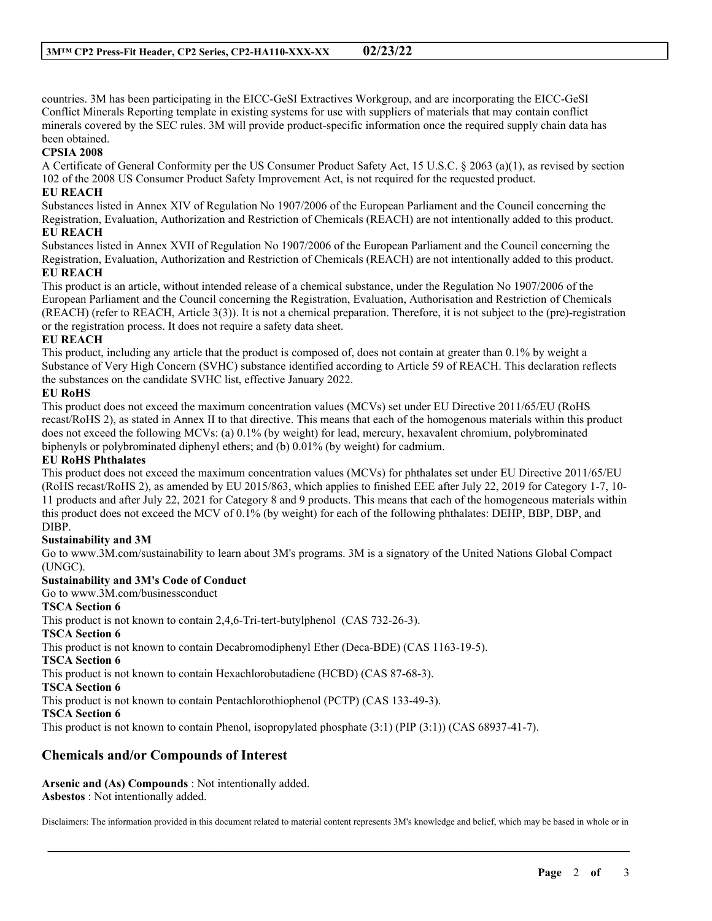countries. 3M has been participating in the EICC-GeSI Extractives Workgroup, and are incorporating the EICC-GeSI Conflict Minerals Reporting template in existing systems for use with suppliers of materials that may contain conflict minerals covered by the SEC rules. 3M will provide product-specific information once the required supply chain data has been obtained.

**CPSIA 2008**

A Certificate of General Conformity per the US Consumer Product Safety Act, 15 U.S.C. § 2063 (a)(1), as revised by section 102 of the 2008 US Consumer Product Safety Improvement Act, is not required for the requested product.

**EU REACH**

Substances listed in Annex XIV of Regulation No 1907/2006 of the European Parliament and the Council concerning the Registration, Evaluation, Authorization and Restriction of Chemicals (REACH) are not intentionally added to this product.

**EU REACH**

Substances listed in Annex XVII of Regulation No 1907/2006 of the European Parliament and the Council concerning the Registration, Evaluation, Authorization and Restriction of Chemicals (REACH) are not intentionally added to this product.

**EU REACH**

This product is an article, without intended release of a chemical substance, under the Regulation No 1907/2006 of the European Parliament and the Council concerning the Registration, Evaluation, Authorisation and Restriction of Chemicals (REACH) (refer to REACH, Article 3(3)). It is not a chemical preparation. Therefore, it is not subject to the (pre)-registration or the registration process. It does not require a safety data sheet.

**EU REACH**

This product, including any article that the product is composed of, does not contain at greater than 0.1% by weight a Substance of Very High Concern (SVHC) substance identified according to Article 59 of REACH. This declaration reflects the substances on the candidate SVHC list, effective January 2022.

**EU RoHS**

This product does not exceed the maximum concentration values (MCVs) set under EU Directive 2011/65/EU (RoHS recast/RoHS 2), as stated in Annex II to that directive. This means that each of the homogenous materials within this product does not exceed the following MCVs: (a) 0.1% (by weight) for lead, mercury, hexavalent chromium, polybrominated biphenyls or polybrominated diphenyl ethers; and (b) 0.01% (by weight) for cadmium.

**EU RoHS Phthalates**

This product does not exceed the maximum concentration values (MCVs) for phthalates set under EU Directive 2011/65/EU (RoHS recast/RoHS 2), as amended by EU 2015/863, which applies to finished EEE after July 22, 2019 for Category 1-7, 10-11 products and after July 22, 2021 for Category 8 and 9 products. This means that each of the homogeneous materials within this product does not exceed the MCV of 0.1% (by weight) for each of the following phthalates: DEHP, BBP, DBP, and DIBP.

**Sustainability and 3M**

Go to www.3M.com/sustainability to learn about 3M's programs. 3M is a signatory of the United Nations Global Compact (UNGC).

**Sustainability and 3M's Code of Conduct**

Go to www.3M.com/businessconduct

**TSCA Section 6**

This product is not known to contain 2,4,6-Tri-tert-butylphenol (CAS 732-26-3).

**TSCA Section 6**

This product is not known to contain Decabromodiphenyl Ether (Deca-BDE) (CAS 1163-19-5).

**TSCA Section 6**

This product is not known to contain Hexachlorobutadiene (HCBD) (CAS 87-68-3).

**TSCA Section 6**

This product is not known to contain Pentachlorothiophenol (PCTP) (CAS 133-49-3).

**TSCA Section 6**

This product is not known to contain Phenol, isopropylated phosphate (3:1) (PIP (3:1)) (CAS 68937-41-7).

## Chemicals and/or Compounds of Interest

**Arsenic and (As) Compounds** : Not intentionally added.
**Asbestos** : Not intentionally added.

Disclaimers: The information provided in this document related to material content represents 3M's knowledge and belief, which may be based in whole or in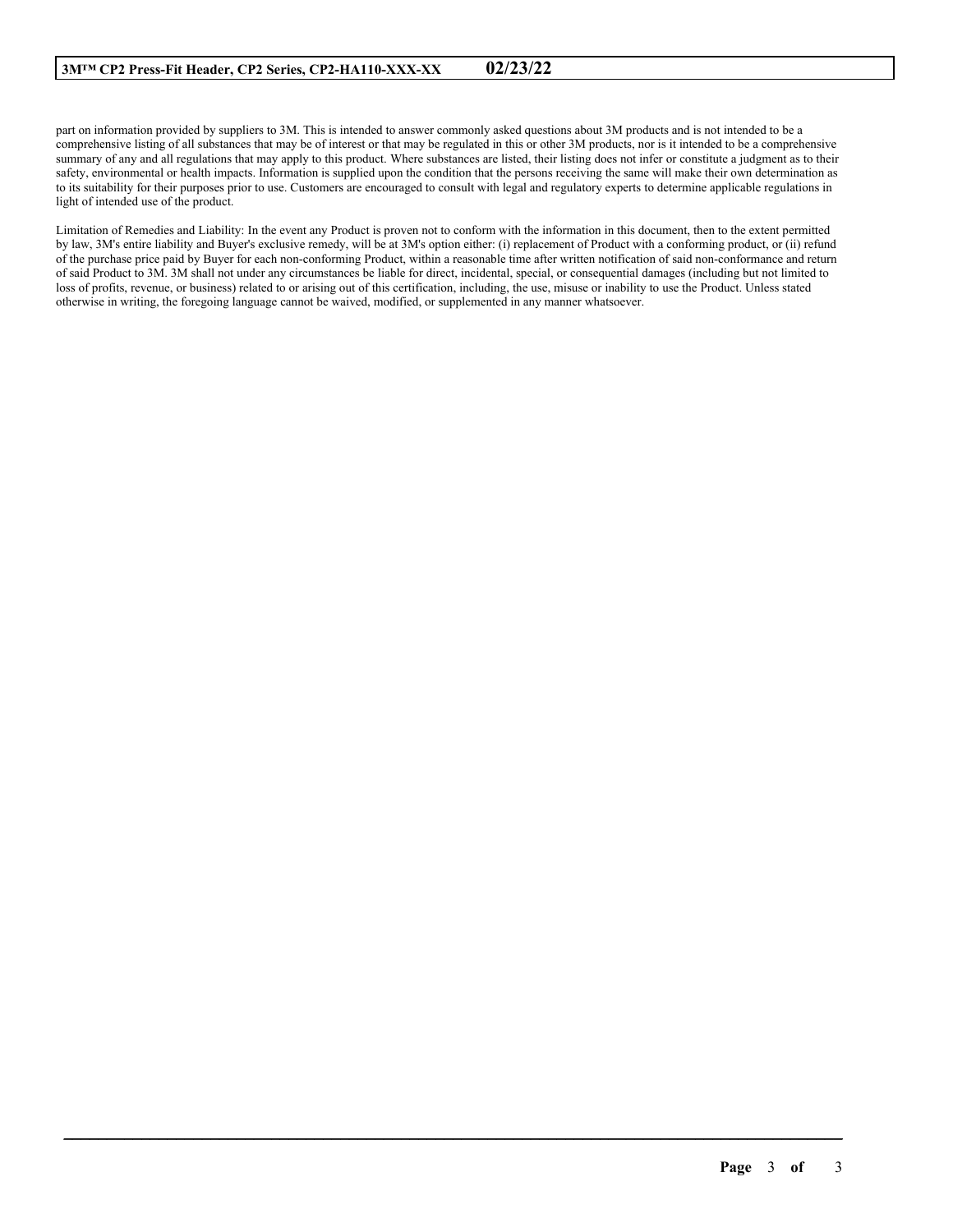part on information provided by suppliers to 3M. This is intended to answer commonly asked questions about 3M products and is not intended to be a comprehensive listing of all substances that may be of interest or that may be regulated in this or other 3M products, nor is it intended to be a comprehensive summary of any and all regulations that may apply to this product. Where substances are listed, their listing does not infer or constitute a judgment as to their safety, environmental or health impacts. Information is supplied upon the condition that the persons receiving the same will make their own determination as to its suitability for their purposes prior to use. Customers are encouraged to consult with legal and regulatory experts to determine applicable regulations in light of intended use of the product.

Limitation of Remedies and Liability: In the event any Product is proven not to conform with the information in this document, then to the extent permitted by law, 3M's entire liability and Buyer's exclusive remedy, will be at 3M's option either: (i) replacement of Product with a conforming product, or (ii) refund of the purchase price paid by Buyer for each non-conforming Product, within a reasonable time after written notification of said non-conformance and return of said Product to 3M. 3M shall not under any circumstances be liable for direct, incidental, special, or consequential damages (including but not limited to loss of profits, revenue, or business) related to or arising out of this certification, including, the use, misuse or inability to use the Product. Unless stated otherwise in writing, the foregoing language cannot be waived, modified, or supplemented in any manner whatsoever.